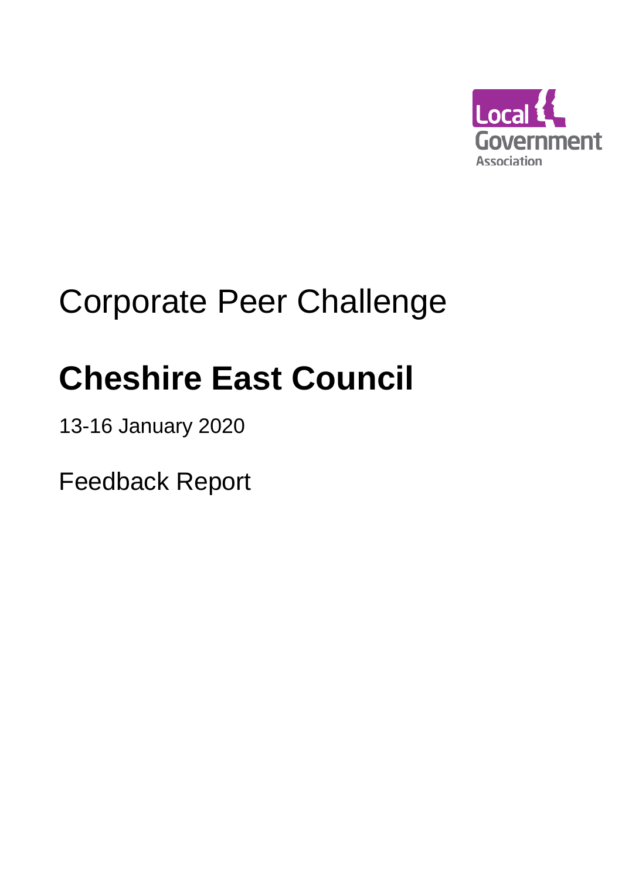Local Government Association

Corporate Peer Challenge

# Cheshire East Council

13-16 January 2020

Feedback Report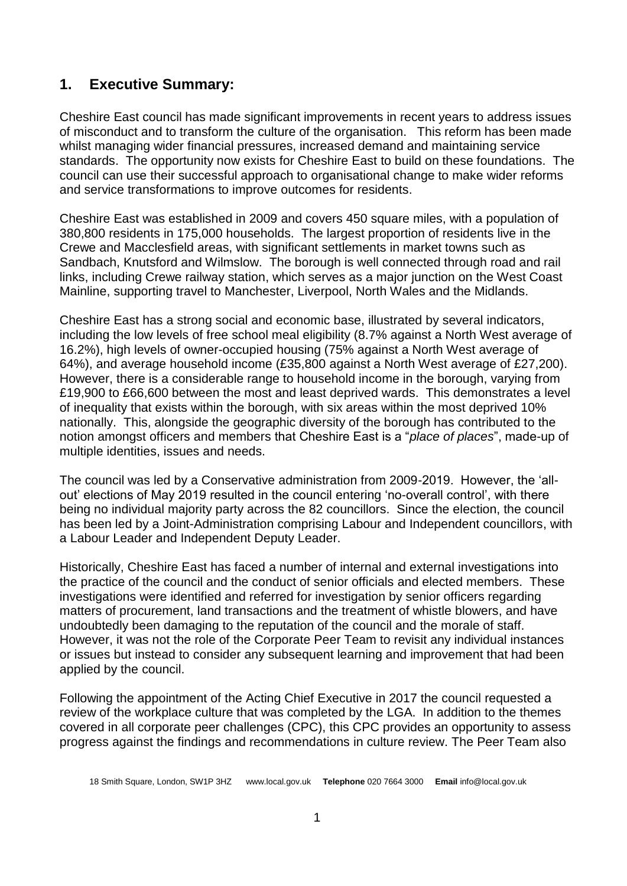## 1. Executive Summary:

Cheshire East council has made significant improvements in recent years to address issues of misconduct and to transform the culture of the organisation. This reform has been made whilst managing wider financial pressures, increased demand and maintaining service standards. The opportunity now exists for Cheshire East to build on these foundations. The council can use their successful approach to organisational change to make wider reforms and service transformations to improve outcomes for residents.

Cheshire East was established in 2009 and covers 450 square miles, with a population of 380,800 residents in 175,000 households. The largest proportion of residents live in the Crewe and Macclesfield areas, with significant settlements in market towns such as Sandbach, Knutsford and Wilmslow. The borough is well connected through road and rail links, including Crewe railway station, which serves as a major junction on the West Coast Mainline, supporting travel to Manchester, Liverpool, North Wales and the Midlands.

Cheshire East has a strong social and economic base, illustrated by several indicators, including the low levels of free school meal eligibility (8.7% against a North West average of 16.2%), high levels of owner-occupied housing (75% against a North West average of 64%), and average household income (£35,800 against a North West average of £27,200). However, there is a considerable range to household income in the borough, varying from £19,900 to £66,600 between the most and least deprived wards. This demonstrates a level of inequality that exists within the borough, with six areas within the most deprived 10% nationally. This, alongside the geographic diversity of the borough has contributed to the notion amongst officers and members that Cheshire East is a "*place of places*", made-up of multiple identities, issues and needs.

The council was led by a Conservative administration from 2009-2019. However, the 'all-out' elections of May 2019 resulted in the council entering 'no-overall control', with there being no individual majority party across the 82 councillors. Since the election, the council has been led by a Joint-Administration comprising Labour and Independent councillors, with a Labour Leader and Independent Deputy Leader.

Historically, Cheshire East has faced a number of internal and external investigations into the practice of the council and the conduct of senior officials and elected members. These investigations were identified and referred for investigation by senior officers regarding matters of procurement, land transactions and the treatment of whistle blowers, and have undoubtedly been damaging to the reputation of the council and the morale of staff. However, it was not the role of the Corporate Peer Team to revisit any individual instances or issues but instead to consider any subsequent learning and improvement that had been applied by the council.

Following the appointment of the Acting Chief Executive in 2017 the council requested a review of the workplace culture that was completed by the LGA. In addition to the themes covered in all corporate peer challenges (CPC), this CPC provides an opportunity to assess progress against the findings and recommendations in culture review. The Peer Team also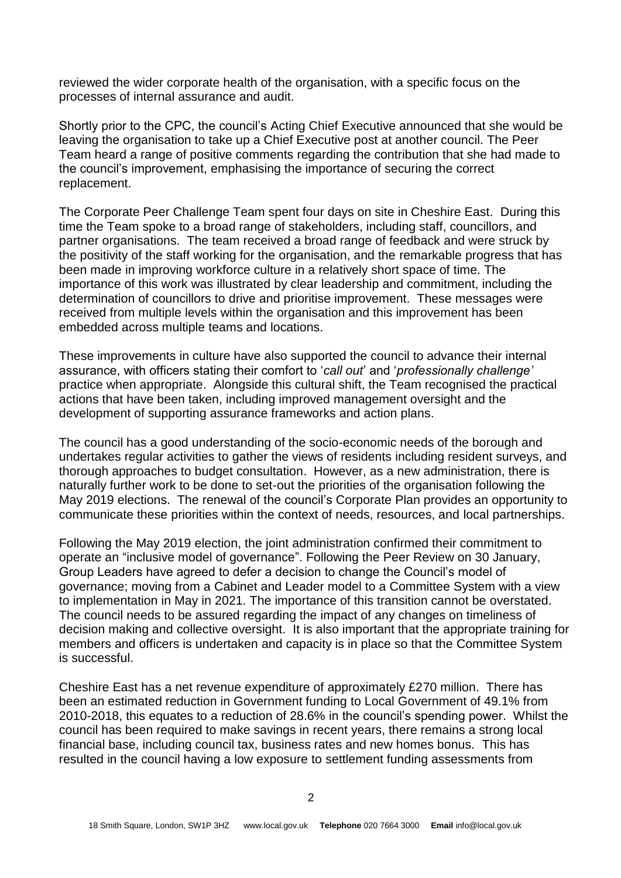reviewed the wider corporate health of the organisation, with a specific focus on the processes of internal assurance and audit.

Shortly prior to the CPC, the council's Acting Chief Executive announced that she would be leaving the organisation to take up a Chief Executive post at another council. The Peer Team heard a range of positive comments regarding the contribution that she had made to the council's improvement, emphasising the importance of securing the correct replacement.

The Corporate Peer Challenge Team spent four days on site in Cheshire East. During this time the Team spoke to a broad range of stakeholders, including staff, councillors, and partner organisations. The team received a broad range of feedback and were struck by the positivity of the staff working for the organisation, and the remarkable progress that has been made in improving workforce culture in a relatively short space of time. The importance of this work was illustrated by clear leadership and commitment, including the determination of councillors to drive and prioritise improvement. These messages were received from multiple levels within the organisation and this improvement has been embedded across multiple teams and locations.

These improvements in culture have also supported the council to advance their internal assurance, with officers stating their comfort to '*call out*' and '*professionally challenge'* practice when appropriate. Alongside this cultural shift, the Team recognised the practical actions that have been taken, including improved management oversight and the development of supporting assurance frameworks and action plans.

The council has a good understanding of the socio-economic needs of the borough and undertakes regular activities to gather the views of residents including resident surveys, and thorough approaches to budget consultation. However, as a new administration, there is naturally further work to be done to set-out the priorities of the organisation following the May 2019 elections. The renewal of the council's Corporate Plan provides an opportunity to communicate these priorities within the context of needs, resources, and local partnerships.

Following the May 2019 election, the joint administration confirmed their commitment to operate an "inclusive model of governance". Following the Peer Review on 30 January, Group Leaders have agreed to defer a decision to change the Council's model of governance; moving from a Cabinet and Leader model to a Committee System with a view to implementation in May in 2021. The importance of this transition cannot be overstated. The council needs to be assured regarding the impact of any changes on timeliness of decision making and collective oversight. It is also important that the appropriate training for members and officers is undertaken and capacity is in place so that the Committee System is successful.

Cheshire East has a net revenue expenditure of approximately £270 million. There has been an estimated reduction in Government funding to Local Government of 49.1% from 2010-2018, this equates to a reduction of 28.6% in the council's spending power. Whilst the council has been required to make savings in recent years, there remains a strong local financial base, including council tax, business rates and new homes bonus. This has resulted in the council having a low exposure to settlement funding assessments from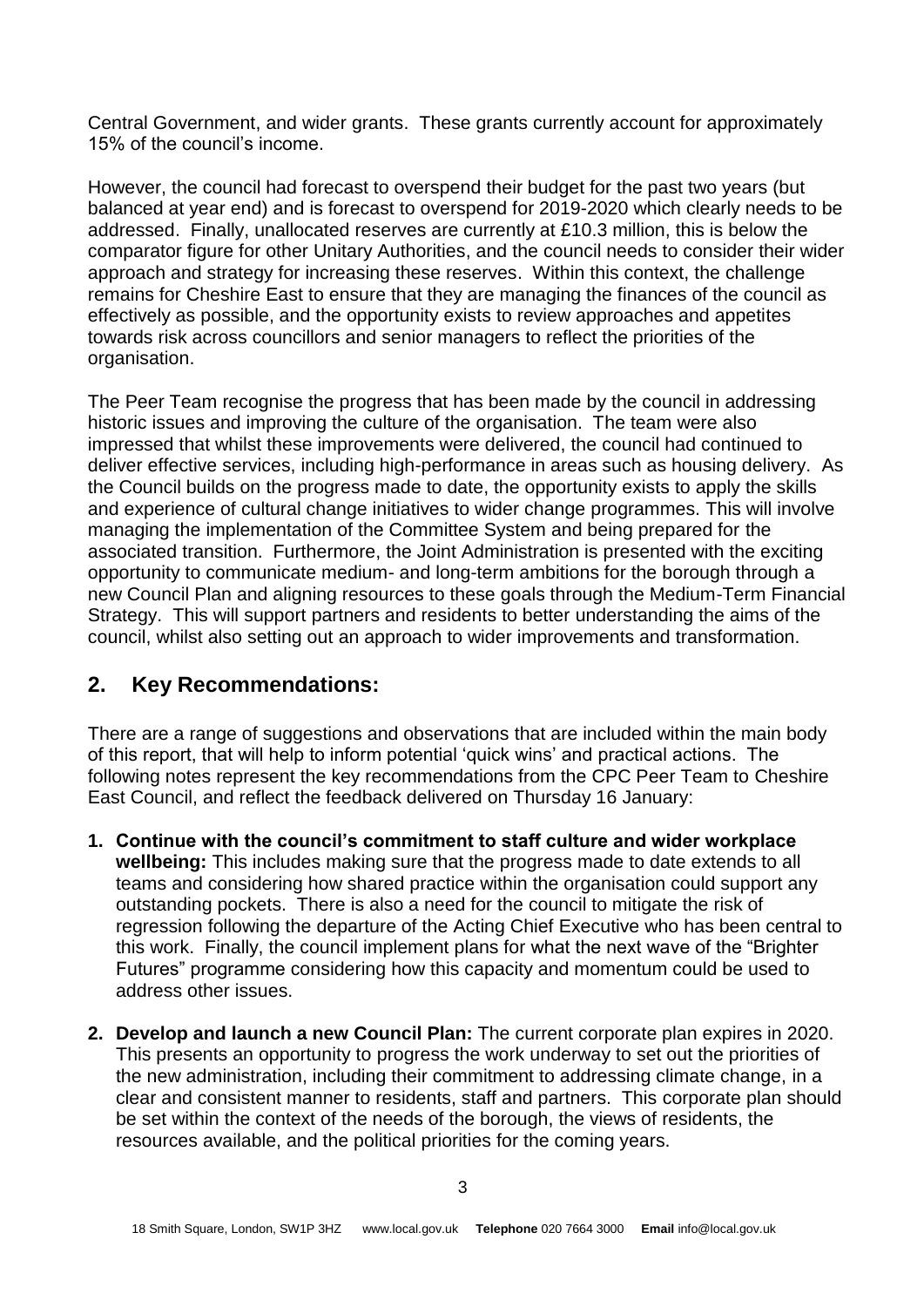Central Government, and wider grants. These grants currently account for approximately 15% of the council's income.

However, the council had forecast to overspend their budget for the past two years (but balanced at year end) and is forecast to overspend for 2019-2020 which clearly needs to be addressed. Finally, unallocated reserves are currently at £10.3 million, this is below the comparator figure for other Unitary Authorities, and the council needs to consider their wider approach and strategy for increasing these reserves. Within this context, the challenge remains for Cheshire East to ensure that they are managing the finances of the council as effectively as possible, and the opportunity exists to review approaches and appetites towards risk across councillors and senior managers to reflect the priorities of the organisation.

The Peer Team recognise the progress that has been made by the council in addressing historic issues and improving the culture of the organisation. The team were also impressed that whilst these improvements were delivered, the council had continued to deliver effective services, including high-performance in areas such as housing delivery. As the Council builds on the progress made to date, the opportunity exists to apply the skills and experience of cultural change initiatives to wider change programmes. This will involve managing the implementation of the Committee System and being prepared for the associated transition. Furthermore, the Joint Administration is presented with the exciting opportunity to communicate medium- and long-term ambitions for the borough through a new Council Plan and aligning resources to these goals through the Medium-Term Financial Strategy. This will support partners and residents to better understanding the aims of the council, whilst also setting out an approach to wider improvements and transformation.

## 2. Key Recommendations:

There are a range of suggestions and observations that are included within the main body of this report, that will help to inform potential 'quick wins' and practical actions. The following notes represent the key recommendations from the CPC Peer Team to Cheshire East Council, and reflect the feedback delivered on Thursday 16 January:

1. **Continue with the council's commitment to staff culture and wider workplace wellbeing:** This includes making sure that the progress made to date extends to all teams and considering how shared practice within the organisation could support any outstanding pockets. There is also a need for the council to mitigate the risk of regression following the departure of the Acting Chief Executive who has been central to this work. Finally, the council implement plans for what the next wave of the "Brighter Futures" programme considering how this capacity and momentum could be used to address other issues.

2. **Develop and launch a new Council Plan:** The current corporate plan expires in 2020. This presents an opportunity to progress the work underway to set out the priorities of the new administration, including their commitment to addressing climate change, in a clear and consistent manner to residents, staff and partners. This corporate plan should be set within the context of the needs of the borough, the views of residents, the resources available, and the political priorities for the coming years.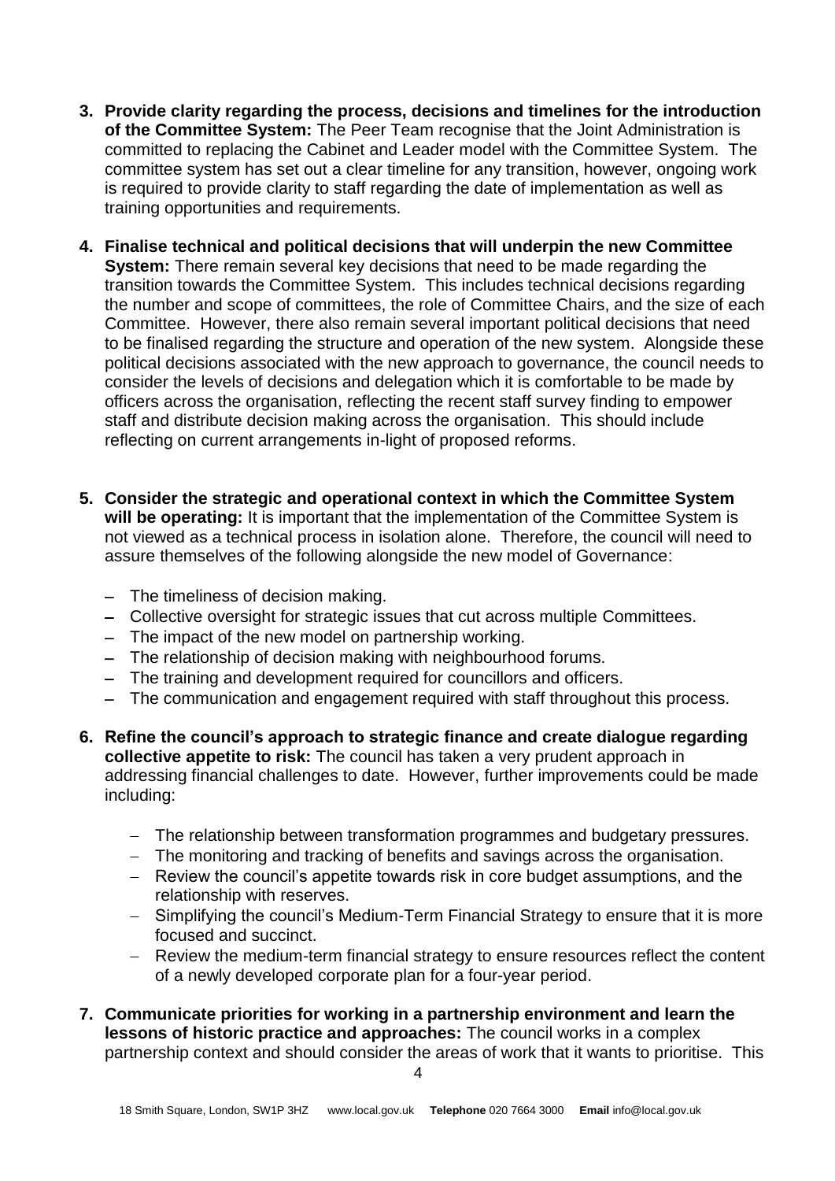3. **Provide clarity regarding the process, decisions and timelines for the introduction of the Committee System:** The Peer Team recognise that the Joint Administration is committed to replacing the Cabinet and Leader model with the Committee System. The committee system has set out a clear timeline for any transition, however, ongoing work is required to provide clarity to staff regarding the date of implementation as well as training opportunities and requirements.

4. **Finalise technical and political decisions that will underpin the new Committee System:** There remain several key decisions that need to be made regarding the transition towards the Committee System. This includes technical decisions regarding the number and scope of committees, the role of Committee Chairs, and the size of each Committee. However, there also remain several important political decisions that need to be finalised regarding the structure and operation of the new system. Alongside these political decisions associated with the new approach to governance, the council needs to consider the levels of decisions and delegation which it is comfortable to be made by officers across the organisation, reflecting the recent staff survey finding to empower staff and distribute decision making across the organisation. This should include reflecting on current arrangements in-light of proposed reforms.

5. **Consider the strategic and operational context in which the Committee System will be operating:** It is important that the implementation of the Committee System is not viewed as a technical process in isolation alone. Therefore, the council will need to assure themselves of the following alongside the new model of Governance:

   - The timeliness of decision making.
   - Collective oversight for strategic issues that cut across multiple Committees.
   - The impact of the new model on partnership working.
   - The relationship of decision making with neighbourhood forums.
   - The training and development required for councillors and officers.
   - The communication and engagement required with staff throughout this process.

6. **Refine the council's approach to strategic finance and create dialogue regarding collective appetite to risk:** The council has taken a very prudent approach in addressing financial challenges to date. However, further improvements could be made including:

   - The relationship between transformation programmes and budgetary pressures.
   - The monitoring and tracking of benefits and savings across the organisation.
   - Review the council's appetite towards risk in core budget assumptions, and the relationship with reserves.
   - Simplifying the council's Medium-Term Financial Strategy to ensure that it is more focused and succinct.
   - Review the medium-term financial strategy to ensure resources reflect the content of a newly developed corporate plan for a four-year period.

7. **Communicate priorities for working in a partnership environment and learn the lessons of historic practice and approaches:** The council works in a complex partnership context and should consider the areas of work that it wants to prioritise. This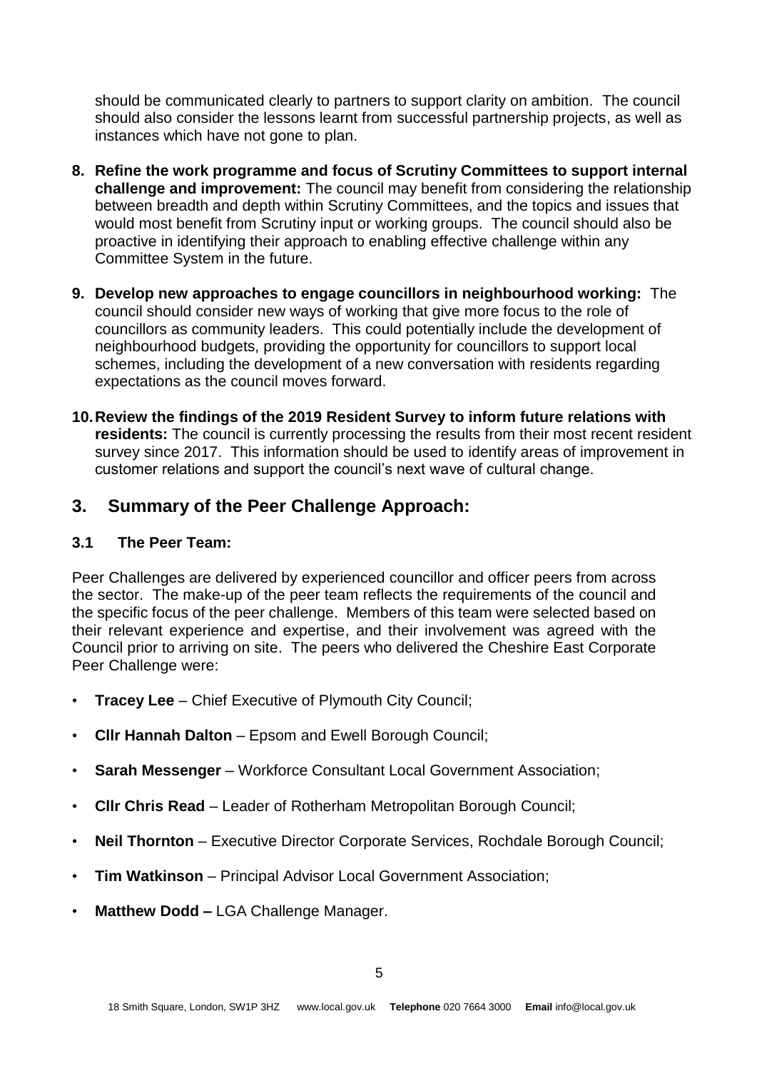should be communicated clearly to partners to support clarity on ambition. The council should also consider the lessons learnt from successful partnership projects, as well as instances which have not gone to plan.

8. **Refine the work programme and focus of Scrutiny Committees to support internal challenge and improvement:** The council may benefit from considering the relationship between breadth and depth within Scrutiny Committees, and the topics and issues that would most benefit from Scrutiny input or working groups. The council should also be proactive in identifying their approach to enabling effective challenge within any Committee System in the future.

9. **Develop new approaches to engage councillors in neighbourhood working:** The council should consider new ways of working that give more focus to the role of councillors as community leaders. This could potentially include the development of neighbourhood budgets, providing the opportunity for councillors to support local schemes, including the development of a new conversation with residents regarding expectations as the council moves forward.

10. **Review the findings of the 2019 Resident Survey to inform future relations with residents:** The council is currently processing the results from their most recent resident survey since 2017. This information should be used to identify areas of improvement in customer relations and support the council's next wave of cultural change.

## 3. Summary of the Peer Challenge Approach:

### 3.1 The Peer Team:

Peer Challenges are delivered by experienced councillor and officer peers from across the sector. The make-up of the peer team reflects the requirements of the council and the specific focus of the peer challenge. Members of this team were selected based on their relevant experience and expertise, and their involvement was agreed with the Council prior to arriving on site. The peers who delivered the Cheshire East Corporate Peer Challenge were:

- **Tracey Lee** – Chief Executive of Plymouth City Council;
- **Cllr Hannah Dalton** – Epsom and Ewell Borough Council;
- **Sarah Messenger** – Workforce Consultant Local Government Association;
- **Cllr Chris Read** – Leader of Rotherham Metropolitan Borough Council;
- **Neil Thornton** – Executive Director Corporate Services, Rochdale Borough Council;
- **Tim Watkinson** – Principal Advisor Local Government Association;
- **Matthew Dodd –** LGA Challenge Manager.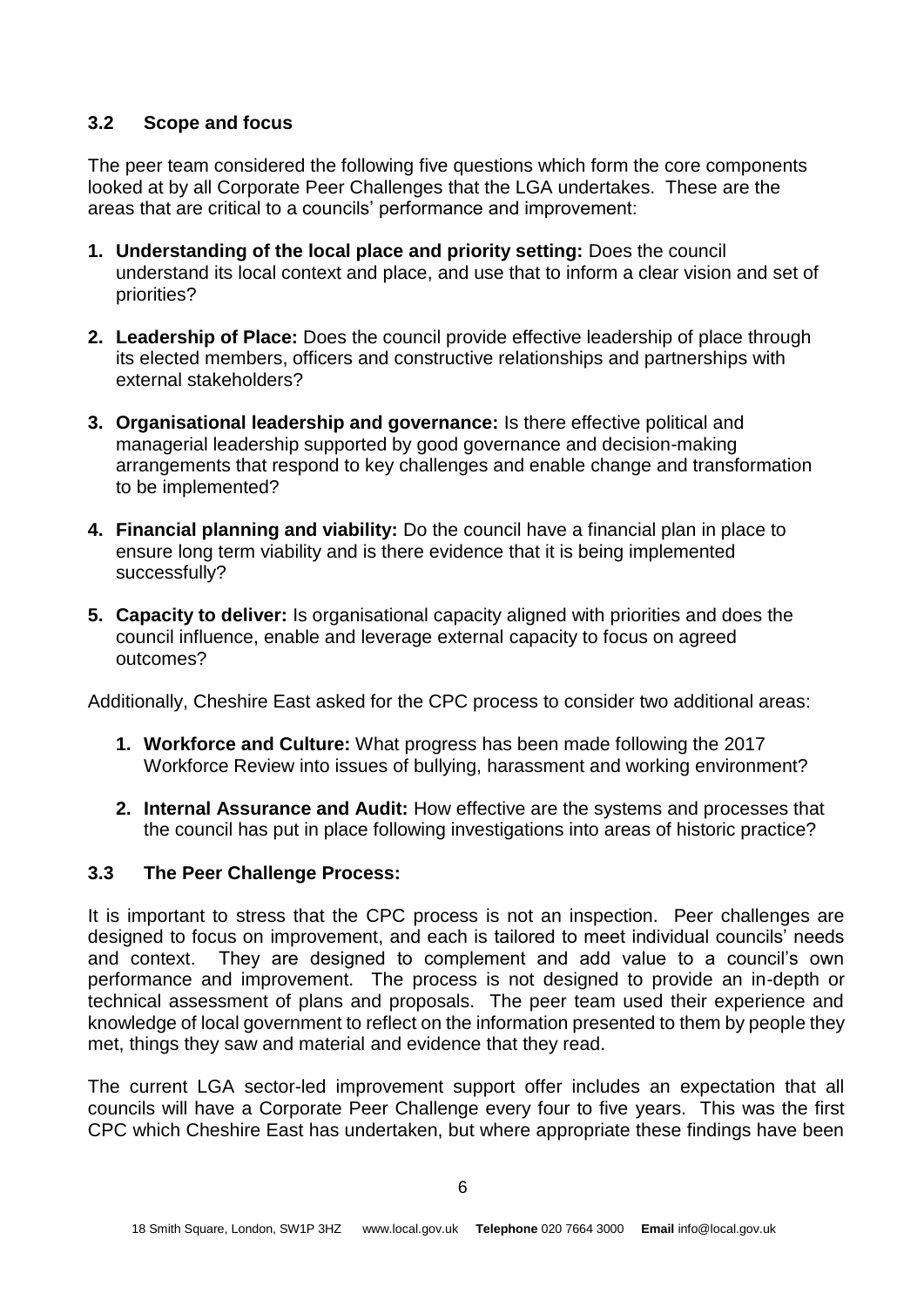### 3.2 Scope and focus

The peer team considered the following five questions which form the core components looked at by all Corporate Peer Challenges that the LGA undertakes. These are the areas that are critical to a councils' performance and improvement:

1. **Understanding of the local place and priority setting:** Does the council understand its local context and place, and use that to inform a clear vision and set of priorities?

2. **Leadership of Place:** Does the council provide effective leadership of place through its elected members, officers and constructive relationships and partnerships with external stakeholders?

3. **Organisational leadership and governance:** Is there effective political and managerial leadership supported by good governance and decision-making arrangements that respond to key challenges and enable change and transformation to be implemented?

4. **Financial planning and viability:** Do the council have a financial plan in place to ensure long term viability and is there evidence that it is being implemented successfully?

5. **Capacity to deliver:** Is organisational capacity aligned with priorities and does the council influence, enable and leverage external capacity to focus on agreed outcomes?

Additionally, Cheshire East asked for the CPC process to consider two additional areas:

1. **Workforce and Culture:** What progress has been made following the 2017 Workforce Review into issues of bullying, harassment and working environment?

2. **Internal Assurance and Audit:** How effective are the systems and processes that the council has put in place following investigations into areas of historic practice?

### 3.3 The Peer Challenge Process:

It is important to stress that the CPC process is not an inspection. Peer challenges are designed to focus on improvement, and each is tailored to meet individual councils' needs and context. They are designed to complement and add value to a council's own performance and improvement. The process is not designed to provide an in-depth or technical assessment of plans and proposals. The peer team used their experience and knowledge of local government to reflect on the information presented to them by people they met, things they saw and material and evidence that they read.

The current LGA sector-led improvement support offer includes an expectation that all councils will have a Corporate Peer Challenge every four to five years. This was the first CPC which Cheshire East has undertaken, but where appropriate these findings have been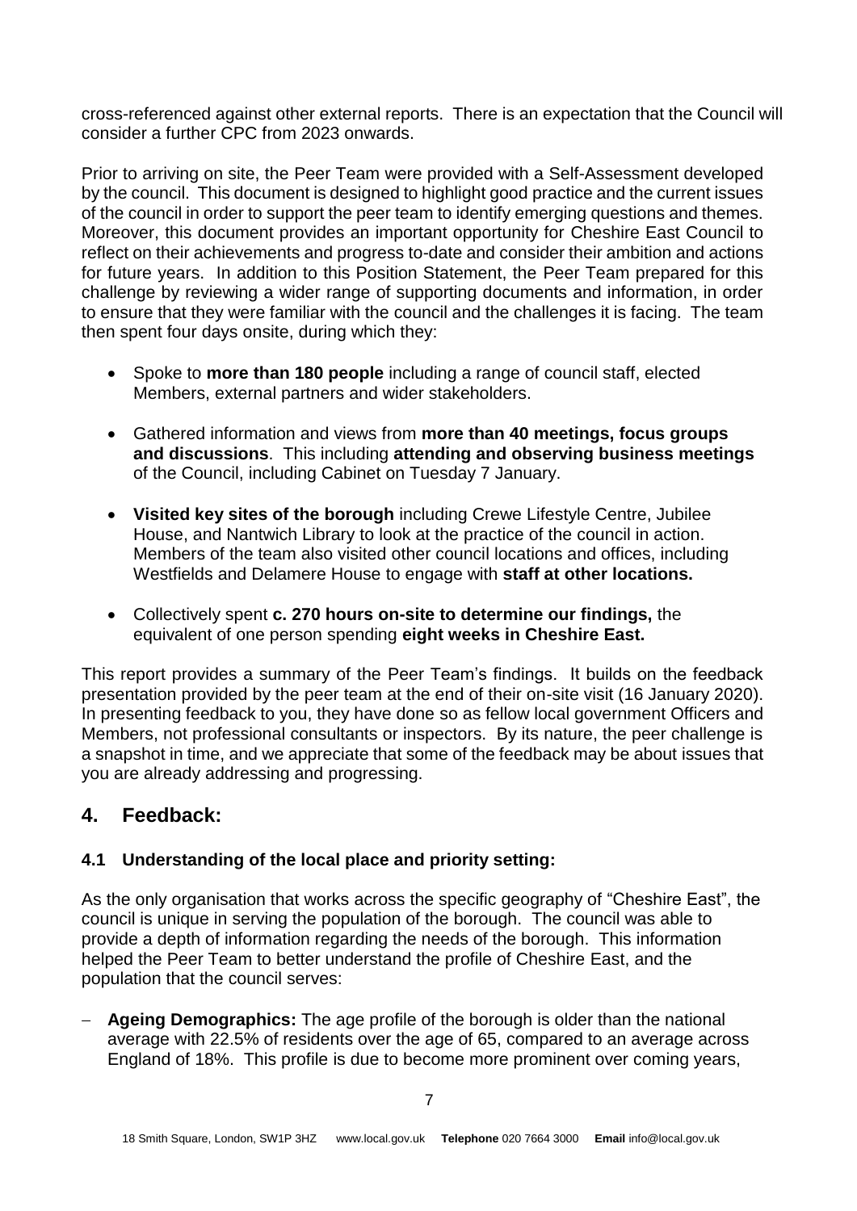cross-referenced against other external reports. There is an expectation that the Council will consider a further CPC from 2023 onwards.

Prior to arriving on site, the Peer Team were provided with a Self-Assessment developed by the council. This document is designed to highlight good practice and the current issues of the council in order to support the peer team to identify emerging questions and themes. Moreover, this document provides an important opportunity for Cheshire East Council to reflect on their achievements and progress to-date and consider their ambition and actions for future years. In addition to this Position Statement, the Peer Team prepared for this challenge by reviewing a wider range of supporting documents and information, in order to ensure that they were familiar with the council and the challenges it is facing. The team then spent four days onsite, during which they:

- Spoke to **more than 180 people** including a range of council staff, elected Members, external partners and wider stakeholders.
- Gathered information and views from **more than 40 meetings, focus groups and discussions**. This including **attending and observing business meetings** of the Council, including Cabinet on Tuesday 7 January.
- **Visited key sites of the borough** including Crewe Lifestyle Centre, Jubilee House, and Nantwich Library to look at the practice of the council in action. Members of the team also visited other council locations and offices, including Westfields and Delamere House to engage with **staff at other locations.**
- Collectively spent **c. 270 hours on-site to determine our findings,** the equivalent of one person spending **eight weeks in Cheshire East.**

This report provides a summary of the Peer Team's findings. It builds on the feedback presentation provided by the peer team at the end of their on-site visit (16 January 2020). In presenting feedback to you, they have done so as fellow local government Officers and Members, not professional consultants or inspectors. By its nature, the peer challenge is a snapshot in time, and we appreciate that some of the feedback may be about issues that you are already addressing and progressing.

## 4. Feedback:

### 4.1 Understanding of the local place and priority setting:

As the only organisation that works across the specific geography of "Cheshire East", the council is unique in serving the population of the borough. The council was able to provide a depth of information regarding the needs of the borough. This information helped the Peer Team to better understand the profile of Cheshire East, and the population that the council serves:

- **Ageing Demographics:** The age profile of the borough is older than the national average with 22.5% of residents over the age of 65, compared to an average across England of 18%. This profile is due to become more prominent over coming years,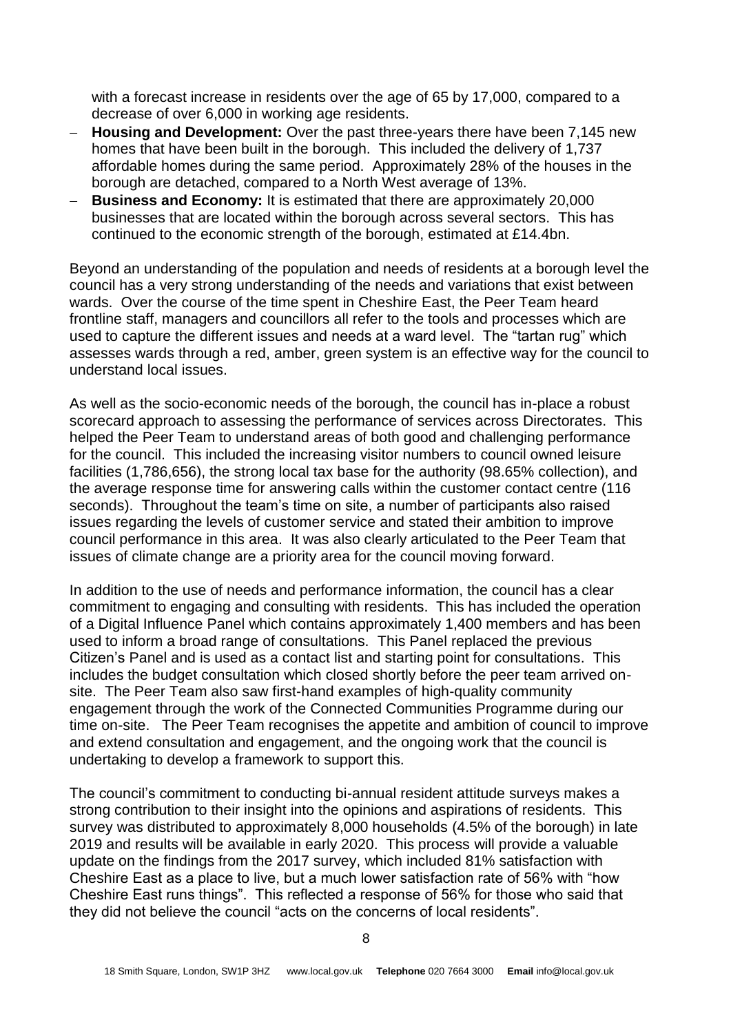with a forecast increase in residents over the age of 65 by 17,000, compared to a decrease of over 6,000 in working age residents.

- **Housing and Development:** Over the past three-years there have been 7,145 new homes that have been built in the borough. This included the delivery of 1,737 affordable homes during the same period. Approximately 28% of the houses in the borough are detached, compared to a North West average of 13%.
- **Business and Economy:** It is estimated that there are approximately 20,000 businesses that are located within the borough across several sectors. This has continued to the economic strength of the borough, estimated at £14.4bn.

Beyond an understanding of the population and needs of residents at a borough level the council has a very strong understanding of the needs and variations that exist between wards. Over the course of the time spent in Cheshire East, the Peer Team heard frontline staff, managers and councillors all refer to the tools and processes which are used to capture the different issues and needs at a ward level. The "tartan rug" which assesses wards through a red, amber, green system is an effective way for the council to understand local issues.

As well as the socio-economic needs of the borough, the council has in-place a robust scorecard approach to assessing the performance of services across Directorates. This helped the Peer Team to understand areas of both good and challenging performance for the council. This included the increasing visitor numbers to council owned leisure facilities (1,786,656), the strong local tax base for the authority (98.65% collection), and the average response time for answering calls within the customer contact centre (116 seconds). Throughout the team's time on site, a number of participants also raised issues regarding the levels of customer service and stated their ambition to improve council performance in this area. It was also clearly articulated to the Peer Team that issues of climate change are a priority area for the council moving forward.

In addition to the use of needs and performance information, the council has a clear commitment to engaging and consulting with residents. This has included the operation of a Digital Influence Panel which contains approximately 1,400 members and has been used to inform a broad range of consultations. This Panel replaced the previous Citizen's Panel and is used as a contact list and starting point for consultations. This includes the budget consultation which closed shortly before the peer team arrived on-site. The Peer Team also saw first-hand examples of high-quality community engagement through the work of the Connected Communities Programme during our time on-site. The Peer Team recognises the appetite and ambition of council to improve and extend consultation and engagement, and the ongoing work that the council is undertaking to develop a framework to support this.

The council's commitment to conducting bi-annual resident attitude surveys makes a strong contribution to their insight into the opinions and aspirations of residents. This survey was distributed to approximately 8,000 households (4.5% of the borough) in late 2019 and results will be available in early 2020. This process will provide a valuable update on the findings from the 2017 survey, which included 81% satisfaction with Cheshire East as a place to live, but a much lower satisfaction rate of 56% with "how Cheshire East runs things". This reflected a response of 56% for those who said that they did not believe the council "acts on the concerns of local residents".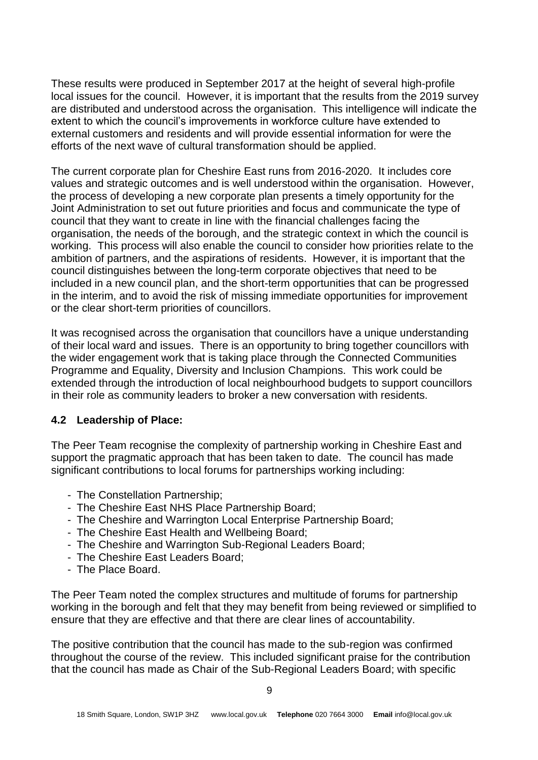These results were produced in September 2017 at the height of several high-profile local issues for the council. However, it is important that the results from the 2019 survey are distributed and understood across the organisation. This intelligence will indicate the extent to which the council's improvements in workforce culture have extended to external customers and residents and will provide essential information for were the efforts of the next wave of cultural transformation should be applied.

The current corporate plan for Cheshire East runs from 2016-2020. It includes core values and strategic outcomes and is well understood within the organisation. However, the process of developing a new corporate plan presents a timely opportunity for the Joint Administration to set out future priorities and focus and communicate the type of council that they want to create in line with the financial challenges facing the organisation, the needs of the borough, and the strategic context in which the council is working. This process will also enable the council to consider how priorities relate to the ambition of partners, and the aspirations of residents. However, it is important that the council distinguishes between the long-term corporate objectives that need to be included in a new council plan, and the short-term opportunities that can be progressed in the interim, and to avoid the risk of missing immediate opportunities for improvement or the clear short-term priorities of councillors.

It was recognised across the organisation that councillors have a unique understanding of their local ward and issues. There is an opportunity to bring together councillors with the wider engagement work that is taking place through the Connected Communities Programme and Equality, Diversity and Inclusion Champions. This work could be extended through the introduction of local neighbourhood budgets to support councillors in their role as community leaders to broker a new conversation with residents.

### 4.2 Leadership of Place:

The Peer Team recognise the complexity of partnership working in Cheshire East and support the pragmatic approach that has been taken to date. The council has made significant contributions to local forums for partnerships working including:

- The Constellation Partnership;
- The Cheshire East NHS Place Partnership Board;
- The Cheshire and Warrington Local Enterprise Partnership Board;
- The Cheshire East Health and Wellbeing Board;
- The Cheshire and Warrington Sub-Regional Leaders Board;
- The Cheshire East Leaders Board;
- The Place Board.

The Peer Team noted the complex structures and multitude of forums for partnership working in the borough and felt that they may benefit from being reviewed or simplified to ensure that they are effective and that there are clear lines of accountability.

The positive contribution that the council has made to the sub-region was confirmed throughout the course of the review. This included significant praise for the contribution that the council has made as Chair of the Sub-Regional Leaders Board; with specific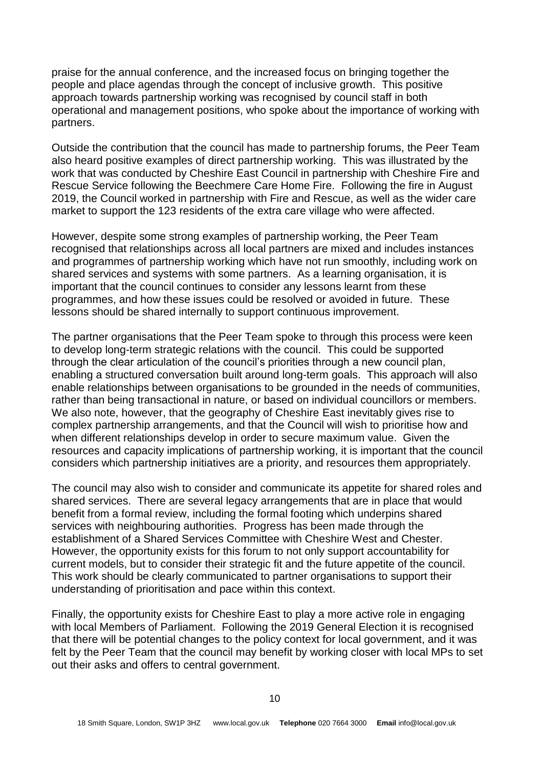praise for the annual conference, and the increased focus on bringing together the people and place agendas through the concept of inclusive growth. This positive approach towards partnership working was recognised by council staff in both operational and management positions, who spoke about the importance of working with partners.

Outside the contribution that the council has made to partnership forums, the Peer Team also heard positive examples of direct partnership working. This was illustrated by the work that was conducted by Cheshire East Council in partnership with Cheshire Fire and Rescue Service following the Beechmere Care Home Fire. Following the fire in August 2019, the Council worked in partnership with Fire and Rescue, as well as the wider care market to support the 123 residents of the extra care village who were affected.

However, despite some strong examples of partnership working, the Peer Team recognised that relationships across all local partners are mixed and includes instances and programmes of partnership working which have not run smoothly, including work on shared services and systems with some partners. As a learning organisation, it is important that the council continues to consider any lessons learnt from these programmes, and how these issues could be resolved or avoided in future. These lessons should be shared internally to support continuous improvement.

The partner organisations that the Peer Team spoke to through this process were keen to develop long-term strategic relations with the council. This could be supported through the clear articulation of the council's priorities through a new council plan, enabling a structured conversation built around long-term goals. This approach will also enable relationships between organisations to be grounded in the needs of communities, rather than being transactional in nature, or based on individual councillors or members. We also note, however, that the geography of Cheshire East inevitably gives rise to complex partnership arrangements, and that the Council will wish to prioritise how and when different relationships develop in order to secure maximum value. Given the resources and capacity implications of partnership working, it is important that the council considers which partnership initiatives are a priority, and resources them appropriately.

The council may also wish to consider and communicate its appetite for shared roles and shared services. There are several legacy arrangements that are in place that would benefit from a formal review, including the formal footing which underpins shared services with neighbouring authorities. Progress has been made through the establishment of a Shared Services Committee with Cheshire West and Chester. However, the opportunity exists for this forum to not only support accountability for current models, but to consider their strategic fit and the future appetite of the council. This work should be clearly communicated to partner organisations to support their understanding of prioritisation and pace within this context.

Finally, the opportunity exists for Cheshire East to play a more active role in engaging with local Members of Parliament. Following the 2019 General Election it is recognised that there will be potential changes to the policy context for local government, and it was felt by the Peer Team that the council may benefit by working closer with local MPs to set out their asks and offers to central government.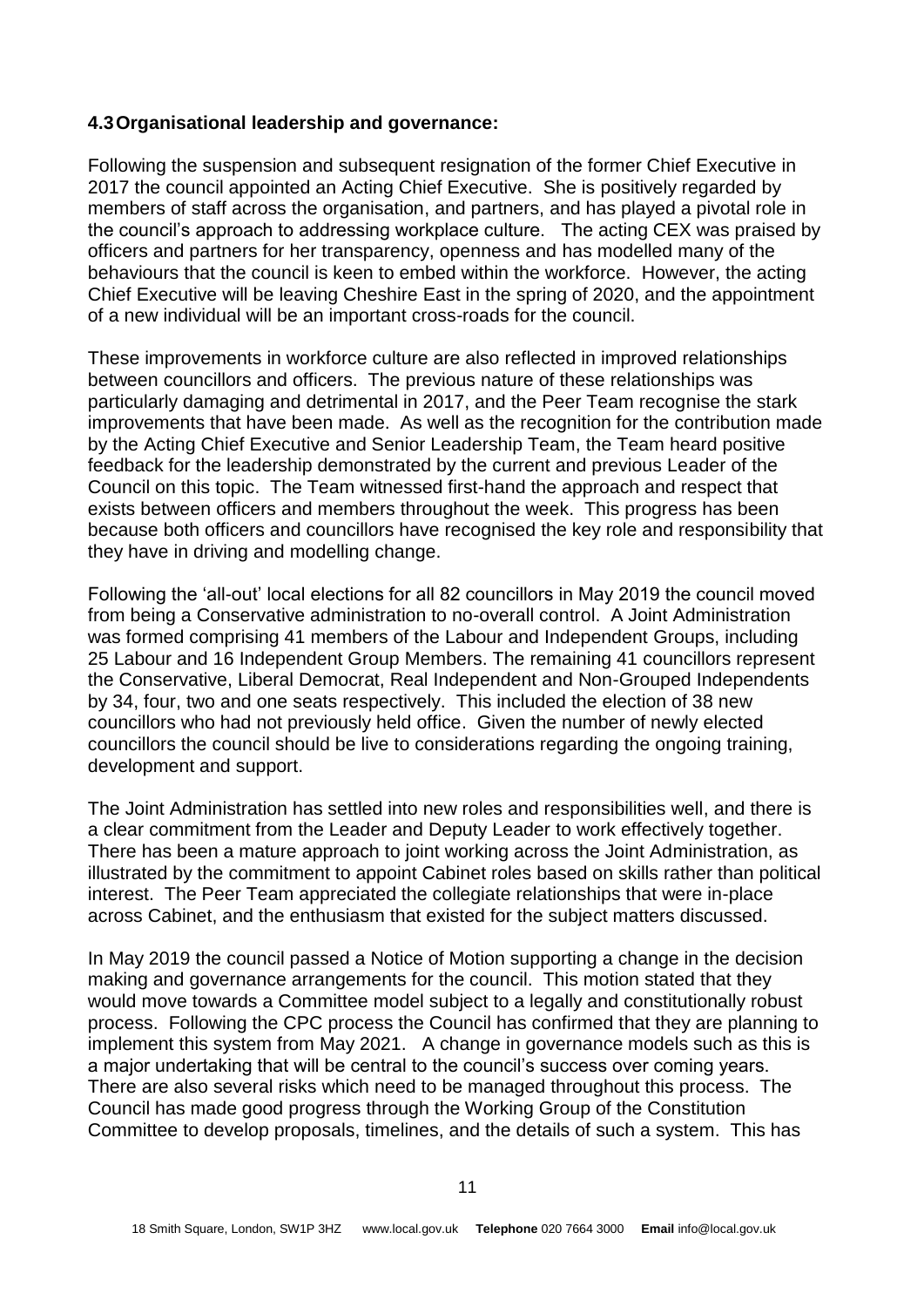### 4.3 Organisational leadership and governance:

Following the suspension and subsequent resignation of the former Chief Executive in 2017 the council appointed an Acting Chief Executive. She is positively regarded by members of staff across the organisation, and partners, and has played a pivotal role in the council's approach to addressing workplace culture. The acting CEX was praised by officers and partners for her transparency, openness and has modelled many of the behaviours that the council is keen to embed within the workforce. However, the acting Chief Executive will be leaving Cheshire East in the spring of 2020, and the appointment of a new individual will be an important cross-roads for the council.

These improvements in workforce culture are also reflected in improved relationships between councillors and officers. The previous nature of these relationships was particularly damaging and detrimental in 2017, and the Peer Team recognise the stark improvements that have been made. As well as the recognition for the contribution made by the Acting Chief Executive and Senior Leadership Team, the Team heard positive feedback for the leadership demonstrated by the current and previous Leader of the Council on this topic. The Team witnessed first-hand the approach and respect that exists between officers and members throughout the week. This progress has been because both officers and councillors have recognised the key role and responsibility that they have in driving and modelling change.

Following the 'all-out' local elections for all 82 councillors in May 2019 the council moved from being a Conservative administration to no-overall control. A Joint Administration was formed comprising 41 members of the Labour and Independent Groups, including 25 Labour and 16 Independent Group Members. The remaining 41 councillors represent the Conservative, Liberal Democrat, Real Independent and Non-Grouped Independents by 34, four, two and one seats respectively. This included the election of 38 new councillors who had not previously held office. Given the number of newly elected councillors the council should be live to considerations regarding the ongoing training, development and support.

The Joint Administration has settled into new roles and responsibilities well, and there is a clear commitment from the Leader and Deputy Leader to work effectively together. There has been a mature approach to joint working across the Joint Administration, as illustrated by the commitment to appoint Cabinet roles based on skills rather than political interest. The Peer Team appreciated the collegiate relationships that were in-place across Cabinet, and the enthusiasm that existed for the subject matters discussed.

In May 2019 the council passed a Notice of Motion supporting a change in the decision making and governance arrangements for the council. This motion stated that they would move towards a Committee model subject to a legally and constitutionally robust process. Following the CPC process the Council has confirmed that they are planning to implement this system from May 2021. A change in governance models such as this is a major undertaking that will be central to the council's success over coming years. There are also several risks which need to be managed throughout this process. The Council has made good progress through the Working Group of the Constitution Committee to develop proposals, timelines, and the details of such a system. This has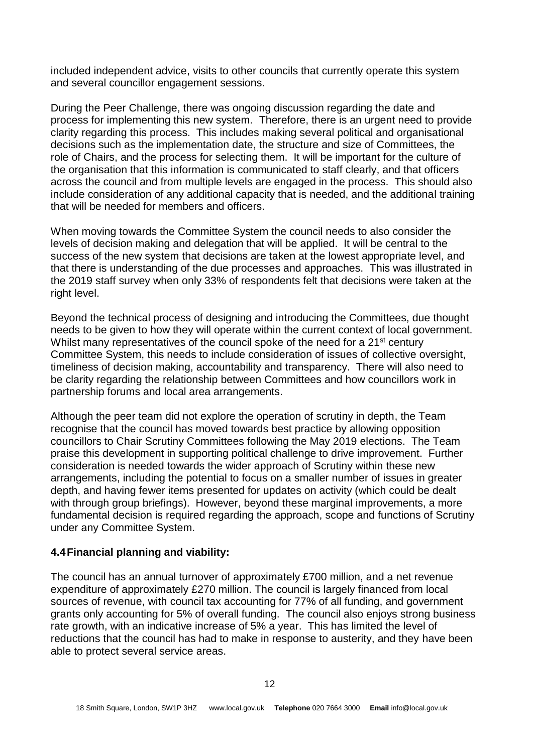included independent advice, visits to other councils that currently operate this system and several councillor engagement sessions.

During the Peer Challenge, there was ongoing discussion regarding the date and process for implementing this new system. Therefore, there is an urgent need to provide clarity regarding this process. This includes making several political and organisational decisions such as the implementation date, the structure and size of Committees, the role of Chairs, and the process for selecting them. It will be important for the culture of the organisation that this information is communicated to staff clearly, and that officers across the council and from multiple levels are engaged in the process. This should also include consideration of any additional capacity that is needed, and the additional training that will be needed for members and officers.

When moving towards the Committee System the council needs to also consider the levels of decision making and delegation that will be applied. It will be central to the success of the new system that decisions are taken at the lowest appropriate level, and that there is understanding of the due processes and approaches. This was illustrated in the 2019 staff survey when only 33% of respondents felt that decisions were taken at the right level.

Beyond the technical process of designing and introducing the Committees, due thought needs to be given to how they will operate within the current context of local government. Whilst many representatives of the council spoke of the need for a 21st century Committee System, this needs to include consideration of issues of collective oversight, timeliness of decision making, accountability and transparency. There will also need to be clarity regarding the relationship between Committees and how councillors work in partnership forums and local area arrangements.

Although the peer team did not explore the operation of scrutiny in depth, the Team recognise that the council has moved towards best practice by allowing opposition councillors to Chair Scrutiny Committees following the May 2019 elections. The Team praise this development in supporting political challenge to drive improvement. Further consideration is needed towards the wider approach of Scrutiny within these new arrangements, including the potential to focus on a smaller number of issues in greater depth, and having fewer items presented for updates on activity (which could be dealt with through group briefings). However, beyond these marginal improvements, a more fundamental decision is required regarding the approach, scope and functions of Scrutiny under any Committee System.

### 4.4 Financial planning and viability:

The council has an annual turnover of approximately £700 million, and a net revenue expenditure of approximately £270 million. The council is largely financed from local sources of revenue, with council tax accounting for 77% of all funding, and government grants only accounting for 5% of overall funding. The council also enjoys strong business rate growth, with an indicative increase of 5% a year. This has limited the level of reductions that the council has had to make in response to austerity, and they have been able to protect several service areas.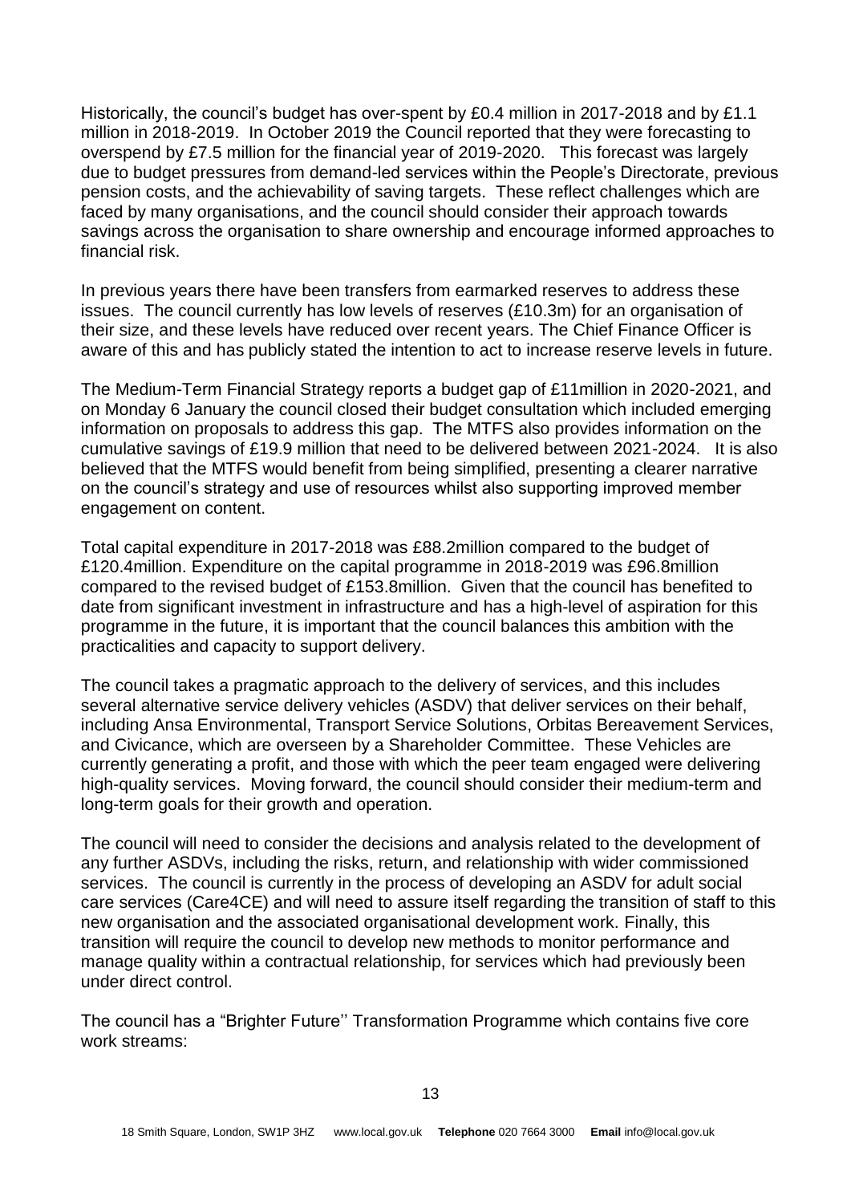Historically, the council's budget has over-spent by £0.4 million in 2017-2018 and by £1.1 million in 2018-2019. In October 2019 the Council reported that they were forecasting to overspend by £7.5 million for the financial year of 2019-2020. This forecast was largely due to budget pressures from demand-led services within the People's Directorate, previous pension costs, and the achievability of saving targets. These reflect challenges which are faced by many organisations, and the council should consider their approach towards savings across the organisation to share ownership and encourage informed approaches to financial risk.

In previous years there have been transfers from earmarked reserves to address these issues. The council currently has low levels of reserves (£10.3m) for an organisation of their size, and these levels have reduced over recent years. The Chief Finance Officer is aware of this and has publicly stated the intention to act to increase reserve levels in future.

The Medium-Term Financial Strategy reports a budget gap of £11million in 2020-2021, and on Monday 6 January the council closed their budget consultation which included emerging information on proposals to address this gap. The MTFS also provides information on the cumulative savings of £19.9 million that need to be delivered between 2021-2024. It is also believed that the MTFS would benefit from being simplified, presenting a clearer narrative on the council's strategy and use of resources whilst also supporting improved member engagement on content.

Total capital expenditure in 2017-2018 was £88.2million compared to the budget of £120.4million. Expenditure on the capital programme in 2018-2019 was £96.8million compared to the revised budget of £153.8million. Given that the council has benefited to date from significant investment in infrastructure and has a high-level of aspiration for this programme in the future, it is important that the council balances this ambition with the practicalities and capacity to support delivery.

The council takes a pragmatic approach to the delivery of services, and this includes several alternative service delivery vehicles (ASDV) that deliver services on their behalf, including Ansa Environmental, Transport Service Solutions, Orbitas Bereavement Services, and Civicance, which are overseen by a Shareholder Committee. These Vehicles are currently generating a profit, and those with which the peer team engaged were delivering high-quality services. Moving forward, the council should consider their medium-term and long-term goals for their growth and operation.

The council will need to consider the decisions and analysis related to the development of any further ASDVs, including the risks, return, and relationship with wider commissioned services. The council is currently in the process of developing an ASDV for adult social care services (Care4CE) and will need to assure itself regarding the transition of staff to this new organisation and the associated organisational development work. Finally, this transition will require the council to develop new methods to monitor performance and manage quality within a contractual relationship, for services which had previously been under direct control.

The council has a "Brighter Future'' Transformation Programme which contains five core work streams: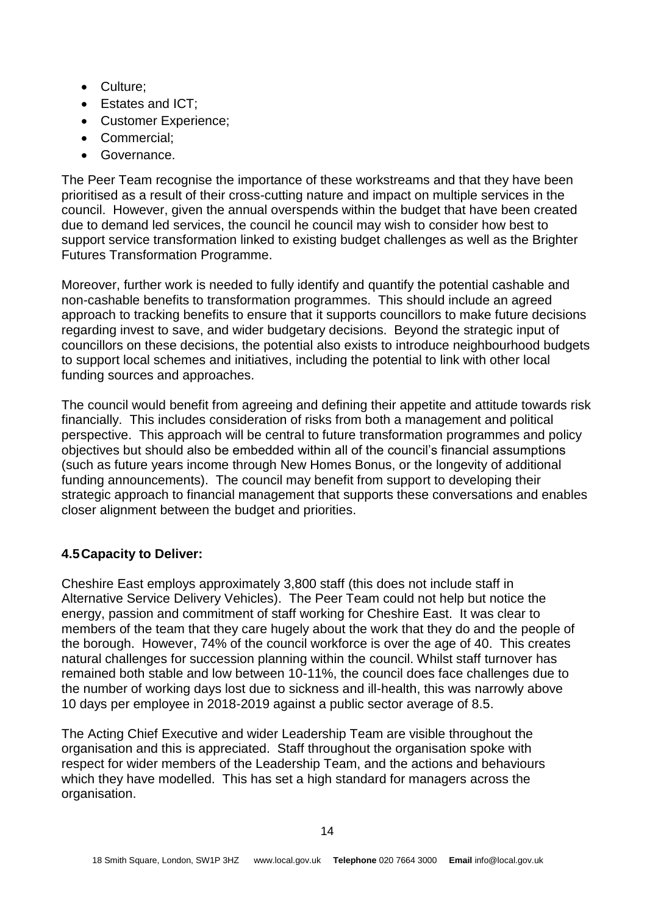- Culture;
- Estates and ICT;
- Customer Experience;
- Commercial;
- Governance.

The Peer Team recognise the importance of these workstreams and that they have been prioritised as a result of their cross-cutting nature and impact on multiple services in the council. However, given the annual overspends within the budget that have been created due to demand led services, the council he council may wish to consider how best to support service transformation linked to existing budget challenges as well as the Brighter Futures Transformation Programme.

Moreover, further work is needed to fully identify and quantify the potential cashable and non-cashable benefits to transformation programmes. This should include an agreed approach to tracking benefits to ensure that it supports councillors to make future decisions regarding invest to save, and wider budgetary decisions. Beyond the strategic input of councillors on these decisions, the potential also exists to introduce neighbourhood budgets to support local schemes and initiatives, including the potential to link with other local funding sources and approaches.

The council would benefit from agreeing and defining their appetite and attitude towards risk financially. This includes consideration of risks from both a management and political perspective. This approach will be central to future transformation programmes and policy objectives but should also be embedded within all of the council's financial assumptions (such as future years income through New Homes Bonus, or the longevity of additional funding announcements). The council may benefit from support to developing their strategic approach to financial management that supports these conversations and enables closer alignment between the budget and priorities.

### 4.5 Capacity to Deliver:

Cheshire East employs approximately 3,800 staff (this does not include staff in Alternative Service Delivery Vehicles). The Peer Team could not help but notice the energy, passion and commitment of staff working for Cheshire East. It was clear to members of the team that they care hugely about the work that they do and the people of the borough. However, 74% of the council workforce is over the age of 40. This creates natural challenges for succession planning within the council. Whilst staff turnover has remained both stable and low between 10-11%, the council does face challenges due to the number of working days lost due to sickness and ill-health, this was narrowly above 10 days per employee in 2018-2019 against a public sector average of 8.5.

The Acting Chief Executive and wider Leadership Team are visible throughout the organisation and this is appreciated. Staff throughout the organisation spoke with respect for wider members of the Leadership Team, and the actions and behaviours which they have modelled. This has set a high standard for managers across the organisation.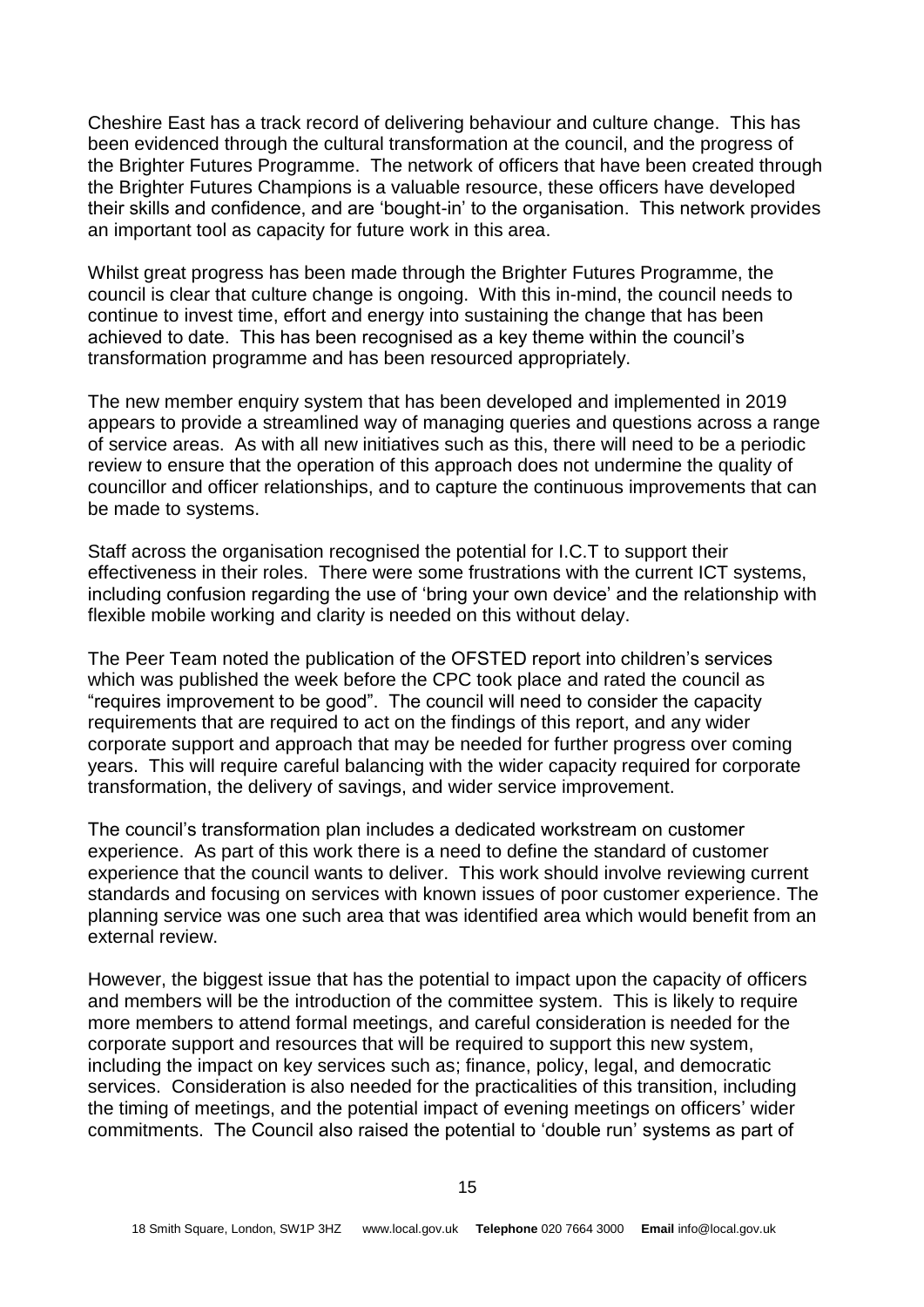Cheshire East has a track record of delivering behaviour and culture change. This has been evidenced through the cultural transformation at the council, and the progress of the Brighter Futures Programme. The network of officers that have been created through the Brighter Futures Champions is a valuable resource, these officers have developed their skills and confidence, and are 'bought-in' to the organisation. This network provides an important tool as capacity for future work in this area.

Whilst great progress has been made through the Brighter Futures Programme, the council is clear that culture change is ongoing. With this in-mind, the council needs to continue to invest time, effort and energy into sustaining the change that has been achieved to date. This has been recognised as a key theme within the council's transformation programme and has been resourced appropriately.

The new member enquiry system that has been developed and implemented in 2019 appears to provide a streamlined way of managing queries and questions across a range of service areas. As with all new initiatives such as this, there will need to be a periodic review to ensure that the operation of this approach does not undermine the quality of councillor and officer relationships, and to capture the continuous improvements that can be made to systems.

Staff across the organisation recognised the potential for I.C.T to support their effectiveness in their roles. There were some frustrations with the current ICT systems, including confusion regarding the use of 'bring your own device' and the relationship with flexible mobile working and clarity is needed on this without delay.

The Peer Team noted the publication of the OFSTED report into children's services which was published the week before the CPC took place and rated the council as "requires improvement to be good". The council will need to consider the capacity requirements that are required to act on the findings of this report, and any wider corporate support and approach that may be needed for further progress over coming years. This will require careful balancing with the wider capacity required for corporate transformation, the delivery of savings, and wider service improvement.

The council's transformation plan includes a dedicated workstream on customer experience. As part of this work there is a need to define the standard of customer experience that the council wants to deliver. This work should involve reviewing current standards and focusing on services with known issues of poor customer experience. The planning service was one such area that was identified area which would benefit from an external review.

However, the biggest issue that has the potential to impact upon the capacity of officers and members will be the introduction of the committee system. This is likely to require more members to attend formal meetings, and careful consideration is needed for the corporate support and resources that will be required to support this new system, including the impact on key services such as; finance, policy, legal, and democratic services. Consideration is also needed for the practicalities of this transition, including the timing of meetings, and the potential impact of evening meetings on officers' wider commitments. The Council also raised the potential to 'double run' systems as part of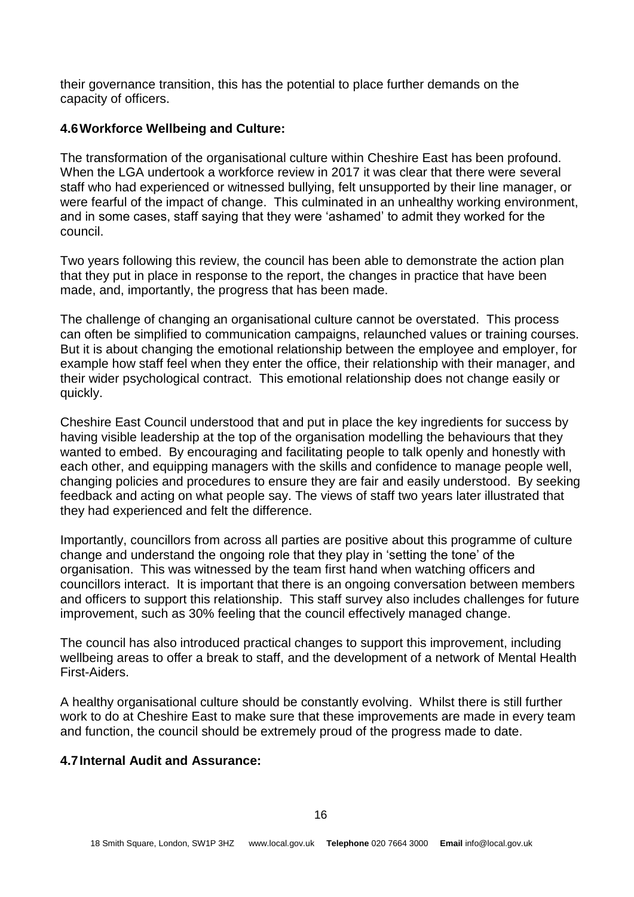their governance transition, this has the potential to place further demands on the capacity of officers.

### 4.6 Workforce Wellbeing and Culture:

The transformation of the organisational culture within Cheshire East has been profound. When the LGA undertook a workforce review in 2017 it was clear that there were several staff who had experienced or witnessed bullying, felt unsupported by their line manager, or were fearful of the impact of change. This culminated in an unhealthy working environment, and in some cases, staff saying that they were 'ashamed' to admit they worked for the council.

Two years following this review, the council has been able to demonstrate the action plan that they put in place in response to the report, the changes in practice that have been made, and, importantly, the progress that has been made.

The challenge of changing an organisational culture cannot be overstated. This process can often be simplified to communication campaigns, relaunched values or training courses. But it is about changing the emotional relationship between the employee and employer, for example how staff feel when they enter the office, their relationship with their manager, and their wider psychological contract. This emotional relationship does not change easily or quickly.

Cheshire East Council understood that and put in place the key ingredients for success by having visible leadership at the top of the organisation modelling the behaviours that they wanted to embed. By encouraging and facilitating people to talk openly and honestly with each other, and equipping managers with the skills and confidence to manage people well, changing policies and procedures to ensure they are fair and easily understood. By seeking feedback and acting on what people say. The views of staff two years later illustrated that they had experienced and felt the difference.

Importantly, councillors from across all parties are positive about this programme of culture change and understand the ongoing role that they play in 'setting the tone' of the organisation. This was witnessed by the team first hand when watching officers and councillors interact. It is important that there is an ongoing conversation between members and officers to support this relationship. This staff survey also includes challenges for future improvement, such as 30% feeling that the council effectively managed change.

The council has also introduced practical changes to support this improvement, including wellbeing areas to offer a break to staff, and the development of a network of Mental Health First-Aiders.

A healthy organisational culture should be constantly evolving. Whilst there is still further work to do at Cheshire East to make sure that these improvements are made in every team and function, the council should be extremely proud of the progress made to date.

### 4.7 Internal Audit and Assurance: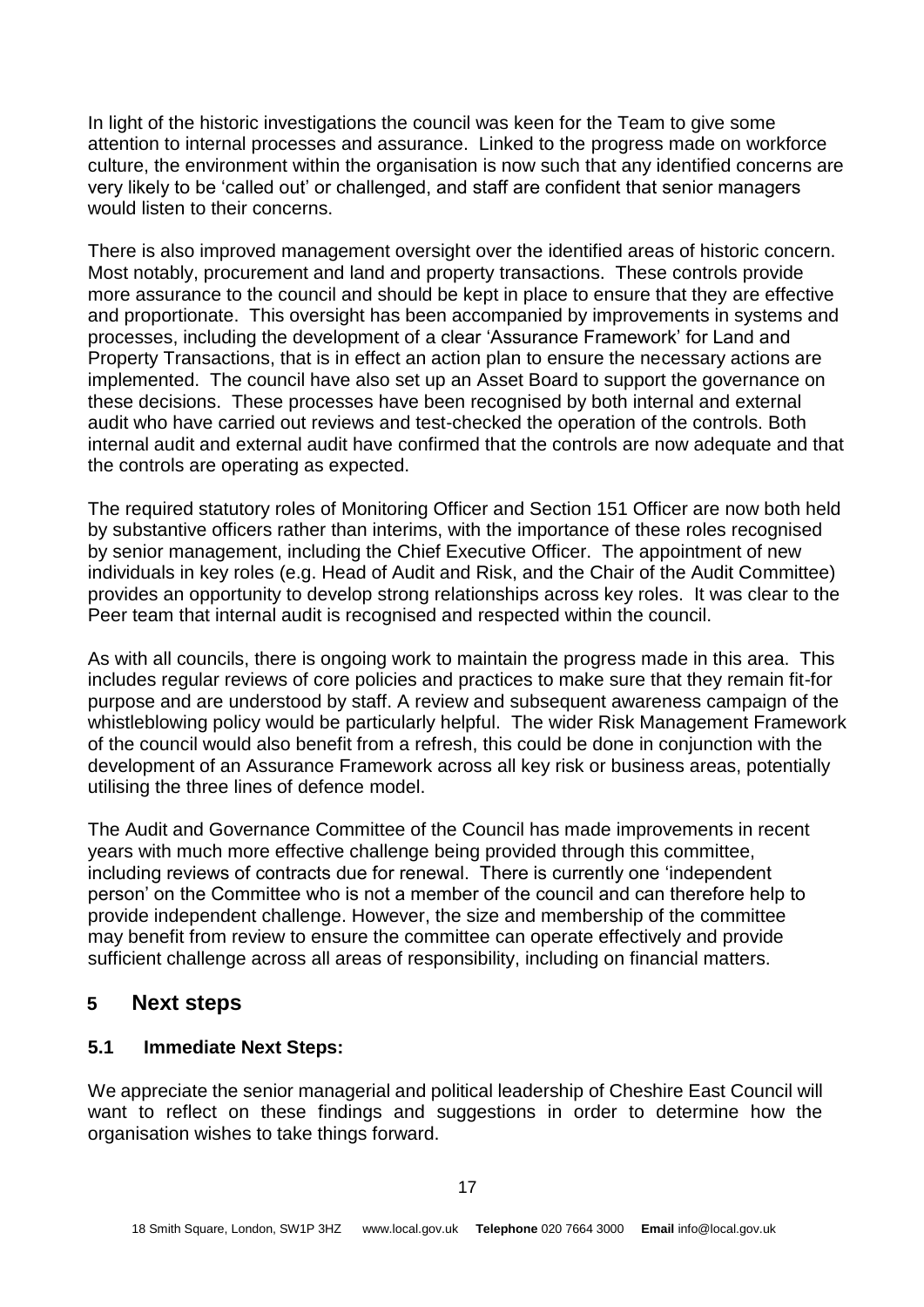In light of the historic investigations the council was keen for the Team to give some attention to internal processes and assurance. Linked to the progress made on workforce culture, the environment within the organisation is now such that any identified concerns are very likely to be 'called out' or challenged, and staff are confident that senior managers would listen to their concerns.

There is also improved management oversight over the identified areas of historic concern. Most notably, procurement and land and property transactions. These controls provide more assurance to the council and should be kept in place to ensure that they are effective and proportionate. This oversight has been accompanied by improvements in systems and processes, including the development of a clear 'Assurance Framework' for Land and Property Transactions, that is in effect an action plan to ensure the necessary actions are implemented. The council have also set up an Asset Board to support the governance on these decisions. These processes have been recognised by both internal and external audit who have carried out reviews and test-checked the operation of the controls. Both internal audit and external audit have confirmed that the controls are now adequate and that the controls are operating as expected.

The required statutory roles of Monitoring Officer and Section 151 Officer are now both held by substantive officers rather than interims, with the importance of these roles recognised by senior management, including the Chief Executive Officer. The appointment of new individuals in key roles (e.g. Head of Audit and Risk, and the Chair of the Audit Committee) provides an opportunity to develop strong relationships across key roles. It was clear to the Peer team that internal audit is recognised and respected within the council.

As with all councils, there is ongoing work to maintain the progress made in this area. This includes regular reviews of core policies and practices to make sure that they remain fit-for purpose and are understood by staff. A review and subsequent awareness campaign of the whistleblowing policy would be particularly helpful. The wider Risk Management Framework of the council would also benefit from a refresh, this could be done in conjunction with the development of an Assurance Framework across all key risk or business areas, potentially utilising the three lines of defence model.

The Audit and Governance Committee of the Council has made improvements in recent years with much more effective challenge being provided through this committee, including reviews of contracts due for renewal. There is currently one 'independent person' on the Committee who is not a member of the council and can therefore help to provide independent challenge. However, the size and membership of the committee may benefit from review to ensure the committee can operate effectively and provide sufficient challenge across all areas of responsibility, including on financial matters.

## 5 Next steps

### 5.1 Immediate Next Steps:

We appreciate the senior managerial and political leadership of Cheshire East Council will want to reflect on these findings and suggestions in order to determine how the organisation wishes to take things forward.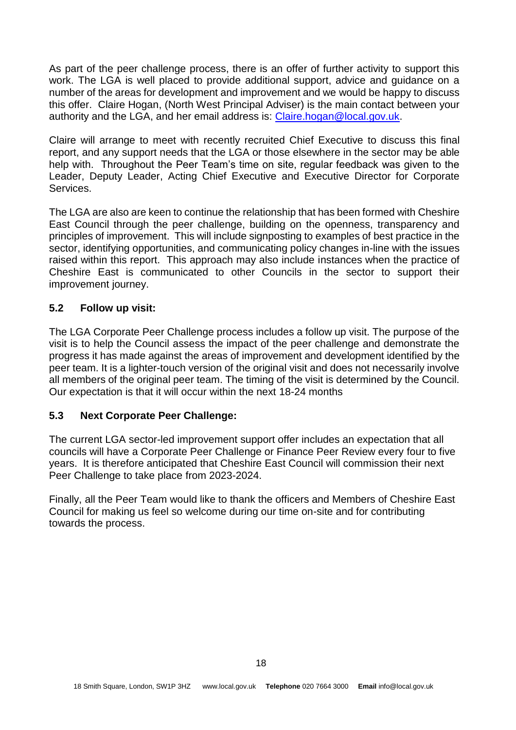As part of the peer challenge process, there is an offer of further activity to support this work. The LGA is well placed to provide additional support, advice and guidance on a number of the areas for development and improvement and we would be happy to discuss this offer. Claire Hogan, (North West Principal Adviser) is the main contact between your authority and the LGA, and her email address is: Claire.hogan@local.gov.uk.

Claire will arrange to meet with recently recruited Chief Executive to discuss this final report, and any support needs that the LGA or those elsewhere in the sector may be able help with. Throughout the Peer Team's time on site, regular feedback was given to the Leader, Deputy Leader, Acting Chief Executive and Executive Director for Corporate Services.

The LGA are also are keen to continue the relationship that has been formed with Cheshire East Council through the peer challenge, building on the openness, transparency and principles of improvement. This will include signposting to examples of best practice in the sector, identifying opportunities, and communicating policy changes in-line with the issues raised within this report. This approach may also include instances when the practice of Cheshire East is communicated to other Councils in the sector to support their improvement journey.

## 5.2 Follow up visit:

The LGA Corporate Peer Challenge process includes a follow up visit. The purpose of the visit is to help the Council assess the impact of the peer challenge and demonstrate the progress it has made against the areas of improvement and development identified by the peer team. It is a lighter-touch version of the original visit and does not necessarily involve all members of the original peer team. The timing of the visit is determined by the Council. Our expectation is that it will occur within the next 18-24 months

## 5.3 Next Corporate Peer Challenge:

The current LGA sector-led improvement support offer includes an expectation that all councils will have a Corporate Peer Challenge or Finance Peer Review every four to five years. It is therefore anticipated that Cheshire East Council will commission their next Peer Challenge to take place from 2023-2024.

Finally, all the Peer Team would like to thank the officers and Members of Cheshire East Council for making us feel so welcome during our time on-site and for contributing towards the process.